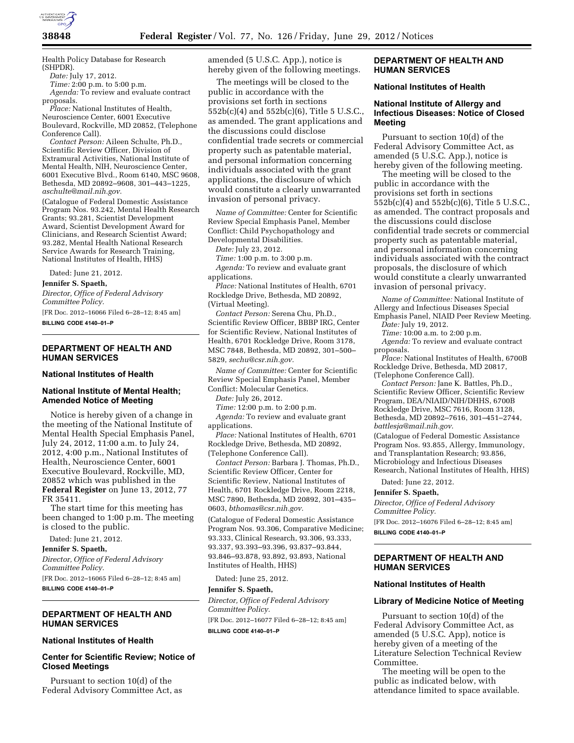Health Policy Database for Research (SHPDR).

*Date:* July 17, 2012.

*Time:* 2:00 p.m. to 5:00 p.m.

*Agenda:* To review and evaluate contract proposals.

*Place:* National Institutes of Health, Neuroscience Center, 6001 Executive Boulevard, Rockville, MD 20852, (Telephone Conference Call).

*Contact Person:* Aileen Schulte, Ph.D., Scientific Review Officer, Division of Extramural Activities, National Institute of Mental Health, NIH, Neuroscience Center, 6001 Executive Blvd., Room 6140, MSC 9608, Bethesda, MD 20892–9608, 301–443–1225, *aschulte@mail.nih.gov.*

(Catalogue of Federal Domestic Assistance Program Nos. 93.242, Mental Health Research Grants; 93.281, Scientist Development Award, Scientist Development Award for Clinicians, and Research Scientist Award; 93.282, Mental Health National Research Service Awards for Research Training, National Institutes of Health, HHS)

Dated: June 21, 2012.

**Jennifer S. Spaeth,**

*Director, Office of Federal Advisory Committee Policy.*

[FR Doc. 2012–16066 Filed 6–28–12; 8:45 am]

**BILLING CODE 4140–01–P**

---

## DEPARTMENT OF HEALTH AND HUMAN SERVICES

### National Institutes of Health

### National Institute of Mental Health; Amended Notice of Meeting

Notice is hereby given of a change in the meeting of the National Institute of Mental Health Special Emphasis Panel, July 24, 2012, 11:00 a.m. to July 24, 2012, 4:00 p.m., National Institutes of Health, Neuroscience Center, 6001 Executive Boulevard, Rockville, MD, 20852 which was published in the **Federal Register** on June 13, 2012, 77 FR 35411.

The start time for this meeting has been changed to 1:00 p.m. The meeting is closed to the public.

Dated: June 21, 2012.

**Jennifer S. Spaeth,**

*Director, Office of Federal Advisory Committee Policy.*

[FR Doc. 2012–16065 Filed 6–28–12; 8:45 am]

**BILLING CODE 4140–01–P**

---

## DEPARTMENT OF HEALTH AND HUMAN SERVICES

### National Institutes of Health

### Center for Scientific Review; Notice of Closed Meetings

Pursuant to section 10(d) of the Federal Advisory Committee Act, as amended (5 U.S.C. App.), notice is hereby given of the following meetings.

The meetings will be closed to the public in accordance with the provisions set forth in sections 552b(c)(4) and 552b(c)(6), Title 5 U.S.C., as amended. The grant applications and the discussions could disclose confidential trade secrets or commercial property such as patentable material, and personal information concerning individuals associated with the grant applications, the disclosure of which would constitute a clearly unwarranted invasion of personal privacy.

*Name of Committee:* Center for Scientific Review Special Emphasis Panel, Member Conflict: Child Psychopathology and Developmental Disabilities.

*Date:* July 23, 2012.

*Time:* 1:00 p.m. to 3:00 p.m.

*Agenda:* To review and evaluate grant applications.

*Place:* National Institutes of Health, 6701 Rockledge Drive, Bethesda, MD 20892, (Virtual Meeting).

*Contact Person:* Serena Chu, Ph.D., Scientific Review Officer, BBBP IRG, Center for Scientific Review, National Institutes of Health, 6701 Rockledge Drive, Room 3178, MSC 7848, Bethesda, MD 20892, 301–500–5829, *sechu@csr.nih.gov.*

*Name of Committee:* Center for Scientific Review Special Emphasis Panel, Member Conflict: Molecular Genetics.

*Date:* July 26, 2012.

*Time:* 12:00 p.m. to 2:00 p.m.

*Agenda:* To review and evaluate grant applications.

*Place:* National Institutes of Health, 6701 Rockledge Drive, Bethesda, MD 20892, (Telephone Conference Call).

*Contact Person:* Barbara J. Thomas, Ph.D., Scientific Review Officer, Center for Scientific Review, National Institutes of Health, 6701 Rockledge Drive, Room 2218, MSC 7890, Bethesda, MD 20892, 301–435–0603, *bthomas@csr.nih.gov.*

(Catalogue of Federal Domestic Assistance Program Nos. 93.306, Comparative Medicine; 93.333, Clinical Research, 93.306, 93.333, 93.337, 93.393–93.396, 93.837–93.844, 93.846–93.878, 93.892, 93.893, National Institutes of Health, HHS)

Dated: June 25, 2012.

**Jennifer S. Spaeth,**

*Director, Office of Federal Advisory Committee Policy.*

[FR Doc. 2012–16077 Filed 6–28–12; 8:45 am]

**BILLING CODE 4140–01–P**

---

## DEPARTMENT OF HEALTH AND HUMAN SERVICES

### National Institutes of Health

### National Institute of Allergy and Infectious Diseases: Notice of Closed Meeting

Pursuant to section 10(d) of the Federal Advisory Committee Act, as amended (5 U.S.C. App.), notice is hereby given of the following meeting.

The meeting will be closed to the public in accordance with the provisions set forth in sections 552b(c)(4) and 552b(c)(6), Title 5 U.S.C., as amended. The contract proposals and the discussions could disclose confidential trade secrets or commercial property such as patentable material, and personal information concerning individuals associated with the contract proposals, the disclosure of which would constitute a clearly unwarranted invasion of personal privacy.

*Name of Committee:* National Institute of Allergy and Infectious Diseases Special Emphasis Panel, NIAID Peer Review Meeting.

*Date:* July 19, 2012.

*Time:* 10:00 a.m. to 2:00 p.m.

*Agenda:* To review and evaluate contract proposals.

*Place:* National Institutes of Health, 6700B Rockledge Drive, Bethesda, MD 20817, (Telephone Conference Call).

*Contact Person:* Jane K. Battles, Ph.D., Scientific Review Officer, Scientific Review Program, DEA/NIAID/NIH/DHHS, 6700B Rockledge Drive, MSC 7616, Room 3128, Bethesda, MD 20892–7616, 301–451–2744, *battlesja@mail.nih.gov*.

(Catalogue of Federal Domestic Assistance Program Nos. 93.855, Allergy, Immunology, and Transplantation Research; 93.856, Microbiology and Infectious Diseases Research, National Institutes of Health, HHS)

Dated: June 22, 2012.

**Jennifer S. Spaeth,**

*Director, Office of Federal Advisory Committee Policy.*

[FR Doc. 2012–16076 Filed 6–28–12; 8:45 am]

**BILLING CODE 4140–01–P**

---

## DEPARTMENT OF HEALTH AND HUMAN SERVICES

### National Institutes of Health

### Library of Medicine Notice of Meeting

Pursuant to section 10(d) of the Federal Advisory Committee Act, as amended (5 U.S.C App), notice is hereby given of a meeting of the Literature Selection Technical Review Committee.

The meeting will be open to the public as indicated below, with attendance limited to space available.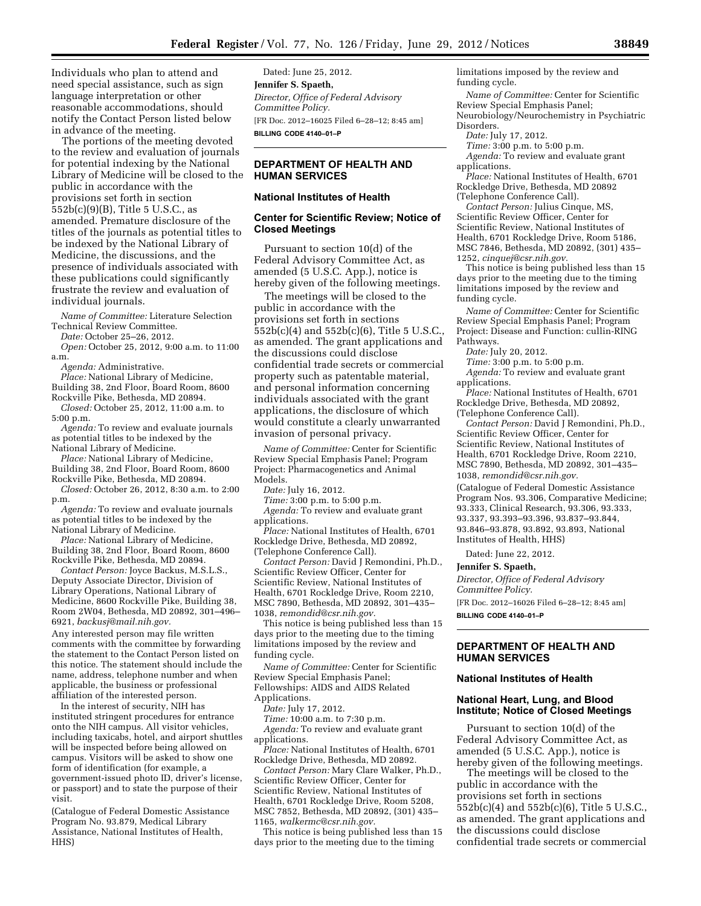Individuals who plan to attend and need special assistance, such as sign language interpretation or other reasonable accommodations, should notify the Contact Person listed below in advance of the meeting.

The portions of the meeting devoted to the review and evaluation of journals for potential indexing by the National Library of Medicine will be closed to the public in accordance with the provisions set forth in section 552b(c)(9)(B), Title 5 U.S.C., as amended. Premature disclosure of the titles of the journals as potential titles to be indexed by the National Library of Medicine, the discussions, and the presence of individuals associated with these publications could significantly frustrate the review and evaluation of individual journals.

*Name of Committee:* Literature Selection Technical Review Committee.

*Date:* October 25–26, 2012.

*Open:* October 25, 2012, 9:00 a.m. to 11:00 a.m.

*Agenda:* Administrative.

*Place:* National Library of Medicine, Building 38, 2nd Floor, Board Room, 8600 Rockville Pike, Bethesda, MD 20894.

*Closed:* October 25, 2012, 11:00 a.m. to 5:00 p.m.

*Agenda:* To review and evaluate journals as potential titles to be indexed by the National Library of Medicine.

*Place:* National Library of Medicine, Building 38, 2nd Floor, Board Room, 8600 Rockville Pike, Bethesda, MD 20894.

*Closed:* October 26, 2012, 8:30 a.m. to 2:00 p.m.

*Agenda:* To review and evaluate journals as potential titles to be indexed by the National Library of Medicine.

*Place:* National Library of Medicine, Building 38, 2nd Floor, Board Room, 8600 Rockville Pike, Bethesda, MD 20894.

*Contact Person:* Joyce Backus, M.S.L.S., Deputy Associate Director, Division of Library Operations, National Library of Medicine, 8600 Rockville Pike, Building 38, Room 2W04, Bethesda, MD 20892, 301–496–6921, *backusj@mail.nih.gov.*

Any interested person may file written comments with the committee by forwarding the statement to the Contact Person listed on this notice. The statement should include the name, address, telephone number and when applicable, the business or professional affiliation of the interested person.

In the interest of security, NIH has instituted stringent procedures for entrance onto the NIH campus. All visitor vehicles, including taxicabs, hotel, and airport shuttles will be inspected before being allowed on campus. Visitors will be asked to show one form of identification (for example, a government-issued photo ID, driver's license, or passport) and to state the purpose of their visit.

(Catalogue of Federal Domestic Assistance Program No. 93.879, Medical Library Assistance, National Institutes of Health, HHS)

Dated: June 25, 2012.

**Jennifer S. Spaeth,**

*Director, Office of Federal Advisory Committee Policy.*

[FR Doc. 2012–16025 Filed 6–28–12; 8:45 am]

**BILLING CODE 4140–01–P**

## DEPARTMENT OF HEALTH AND HUMAN SERVICES

### National Institutes of Health

### Center for Scientific Review; Notice of Closed Meetings

Pursuant to section 10(d) of the Federal Advisory Committee Act, as amended (5 U.S.C. App.), notice is hereby given of the following meetings.

The meetings will be closed to the public in accordance with the provisions set forth in sections 552b(c)(4) and 552b(c)(6), Title 5 U.S.C., as amended. The grant applications and the discussions could disclose confidential trade secrets or commercial property such as patentable material, and personal information concerning individuals associated with the grant applications, the disclosure of which would constitute a clearly unwarranted invasion of personal privacy.

*Name of Committee:* Center for Scientific Review Special Emphasis Panel; Program Project: Pharmacogenetics and Animal Models.

*Date:* July 16, 2012.

*Time:* 3:00 p.m. to 5:00 p.m.

*Agenda:* To review and evaluate grant applications.

*Place:* National Institutes of Health, 6701 Rockledge Drive, Bethesda, MD 20892, (Telephone Conference Call).

*Contact Person:* David J Remondini, Ph.D., Scientific Review Officer, Center for Scientific Review, National Institutes of Health, 6701 Rockledge Drive, Room 2210, MSC 7890, Bethesda, MD 20892, 301–435–1038, *remondid@csr.nih.gov*.

This notice is being published less than 15 days prior to the meeting due to the timing limitations imposed by the review and funding cycle.

*Name of Committee:* Center for Scientific Review Special Emphasis Panel; Fellowships: AIDS and AIDS Related Applications.

*Date:* July 17, 2012.

*Time:* 10:00 a.m. to 7:30 p.m.

*Agenda:* To review and evaluate grant applications.

*Place:* National Institutes of Health, 6701 Rockledge Drive, Bethesda, MD 20892.

*Contact Person:* Mary Clare Walker, Ph.D., Scientific Review Officer, Center for Scientific Review, National Institutes of Health, 6701 Rockledge Drive, Room 5208, MSC 7852, Bethesda, MD 20892, (301) 435–1165, *walkermc@csr.nih.gov*.

This notice is being published less than 15 days prior to the meeting due to the timing limitations imposed by the review and funding cycle.

*Name of Committee:* Center for Scientific Review Special Emphasis Panel; Neurobiology/Neurochemistry in Psychiatric Disorders.

*Date:* July 17, 2012.

*Time:* 3:00 p.m. to 5:00 p.m.

*Agenda:* To review and evaluate grant applications.

*Place:* National Institutes of Health, 6701 Rockledge Drive, Bethesda, MD 20892 (Telephone Conference Call).

*Contact Person:* Julius Cinque, MS, Scientific Review Officer, Center for Scientific Review, National Institutes of Health, 6701 Rockledge Drive, Room 5186, MSC 7846, Bethesda, MD 20892, (301) 435–1252, *cinquej@csr.nih.gov*.

This notice is being published less than 15 days prior to the meeting due to the timing limitations imposed by the review and funding cycle.

*Name of Committee:* Center for Scientific Review Special Emphasis Panel; Program Project: Disease and Function: cullin-RING Pathways.

*Date:* July 20, 2012.

*Time:* 3:00 p.m. to 5:00 p.m.

*Agenda:* To review and evaluate grant applications.

*Place:* National Institutes of Health, 6701 Rockledge Drive, Bethesda, MD 20892, (Telephone Conference Call).

*Contact Person:* David J Remondini, Ph.D., Scientific Review Officer, Center for Scientific Review, National Institutes of Health, 6701 Rockledge Drive, Room 2210, MSC 7890, Bethesda, MD 20892, 301–435–1038, *remondid@csr.nih.gov.*

(Catalogue of Federal Domestic Assistance Program Nos. 93.306, Comparative Medicine; 93.333, Clinical Research, 93.306, 93.333, 93.337, 93.393–93.396, 93.837–93.844, 93.846–93.878, 93.892, 93.893, National Institutes of Health, HHS)

Dated: June 22, 2012.

**Jennifer S. Spaeth,**

*Director, Office of Federal Advisory Committee Policy.*

[FR Doc. 2012–16026 Filed 6–28–12; 8:45 am]

**BILLING CODE 4140–01–P**

## DEPARTMENT OF HEALTH AND HUMAN SERVICES

### National Institutes of Health

### National Heart, Lung, and Blood Institute; Notice of Closed Meetings

Pursuant to section 10(d) of the Federal Advisory Committee Act, as amended (5 U.S.C. App.), notice is hereby given of the following meetings.

The meetings will be closed to the public in accordance with the provisions set forth in sections 552b(c)(4) and 552b(c)(6), Title 5 U.S.C., as amended. The grant applications and the discussions could disclose confidential trade secrets or commercial